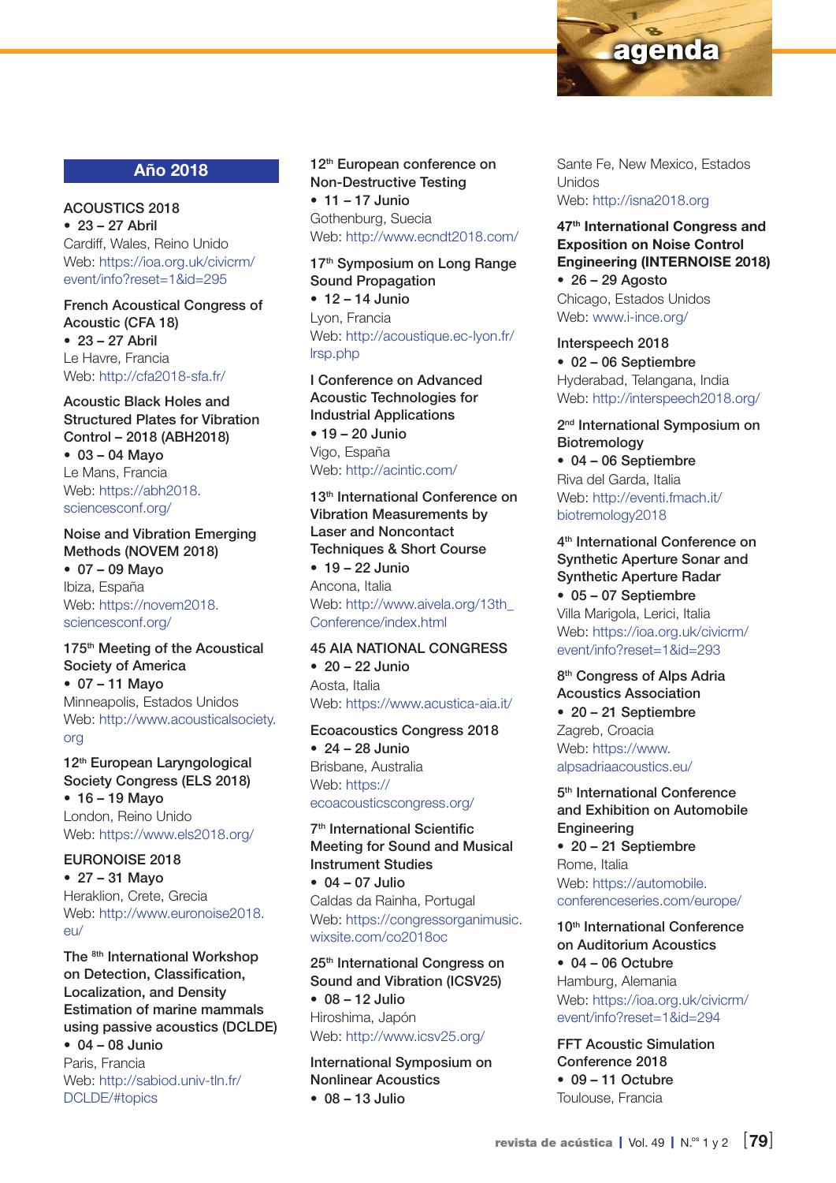# agenda

## Año 2018

**ACOUSTICS 2018**
- 23 – 27 Abril

Cardiff, Wales, Reino Unido
Web: https://ioa.org.uk/civicrm/event/info?reset=1&id=295

**French Acoustical Congress of Acoustic (CFA 18)**
- 23 – 27 Abril

Le Havre, Francia
Web: http://cfa2018-sfa.fr/

**Acoustic Black Holes and Structured Plates for Vibration Control – 2018 (ABH2018)**
- 03 – 04 Mayo

Le Mans, Francia
Web: https://abh2018.sciencesconf.org/

**Noise and Vibration Emerging Methods (NOVEM 2018)**
- 07 – 09 Mayo

Ibiza, España
Web: https://novem2018.sciencesconf.org/

**175th Meeting of the Acoustical Society of America**
- 07 – 11 Mayo

Minneapolis, Estados Unidos
Web: http://www.acousticalsociety.org

**12th European Laryngological Society Congress (ELS 2018)**
- 16 – 19 Mayo

London, Reino Unido
Web: https://www.els2018.org/

**EURONOISE 2018**
- 27 – 31 Mayo

Heraklion, Crete, Grecia
Web: http://www.euronoise2018.eu/

**The 8th International Workshop on Detection, Classification, Localization, and Density Estimation of marine mammals using passive acoustics (DCLDE)**
- 04 – 08 Junio

Paris, Francia
Web: http://sabiod.univ-tln.fr/DCLDE/#topics

**12th European conference on Non-Destructive Testing**
- 11 – 17 Junio

Gothenburg, Suecia
Web: http://www.ecndt2018.com/

**17th Symposium on Long Range Sound Propagation**
- 12 – 14 Junio

Lyon, Francia
Web: http://acoustique.ec-lyon.fr/lrsp.php

**I Conference on Advanced Acoustic Technologies for Industrial Applications**
- 19 – 20 Junio

Vigo, España
Web: http://acintic.com/

**13th International Conference on Vibration Measurements by Laser and Noncontact Techniques & Short Course**
- 19 – 22 Junio

Ancona, Italia
Web: http://www.aivela.org/13th_Conference/index.html

**45 AIA NATIONAL CONGRESS**
- 20 – 22 Junio

Aosta, Italia
Web: https://www.acustica-aia.it/

**Ecoacoustics Congress 2018**
- 24 – 28 Junio

Brisbane, Australia
Web: https://ecoacousticscongress.org/

**7th International Scientific Meeting for Sound and Musical Instrument Studies**
- 04 – 07 Julio

Caldas da Rainha, Portugal
Web: https://congressorganimusic.wixsite.com/co2018oc

**25th International Congress on Sound and Vibration (ICSV25)**
- 08 – 12 Julio

Hiroshima, Japón
Web: http://www.icsv25.org/

**International Symposium on Nonlinear Acoustics**
- 08 – 13 Julio

Sante Fe, New Mexico, Estados Unidos
Web: http://isna2018.org

**47th International Congress and Exposition on Noise Control Engineering (INTERNOISE 2018)**
- 26 – 29 Agosto

Chicago, Estados Unidos
Web: www.i-ince.org/

**Interspeech 2018**
- 02 – 06 Septiembre

Hyderabad, Telangana, India
Web: http://interspeech2018.org/

**2nd International Symposium on Biotremology**
- 04 – 06 Septiembre

Riva del Garda, Italia
Web: http://eventi.fmach.it/biotremology2018

**4th International Conference on Synthetic Aperture Sonar and Synthetic Aperture Radar**
- 05 – 07 Septiembre

Villa Marigola, Lerici, Italia
Web: https://ioa.org.uk/civicrm/event/info?reset=1&id=293

**8th Congress of Alps Adria Acoustics Association**
- 20 – 21 Septiembre

Zagreb, Croacia
Web: https://www.alpsadriaacoustics.eu/

**5th International Conference and Exhibition on Automobile Engineering**
- 20 – 21 Septiembre

Rome, Italia
Web: https://automobile.conferenceseries.com/europe/

**10th International Conference on Auditorium Acoustics**
- 04 – 06 Octubre

Hamburg, Alemania
Web: https://ioa.org.uk/civicrm/event/info?reset=1&id=294

**FFT Acoustic Simulation Conference 2018**
- 09 – 11 Octubre

Toulouse, Francia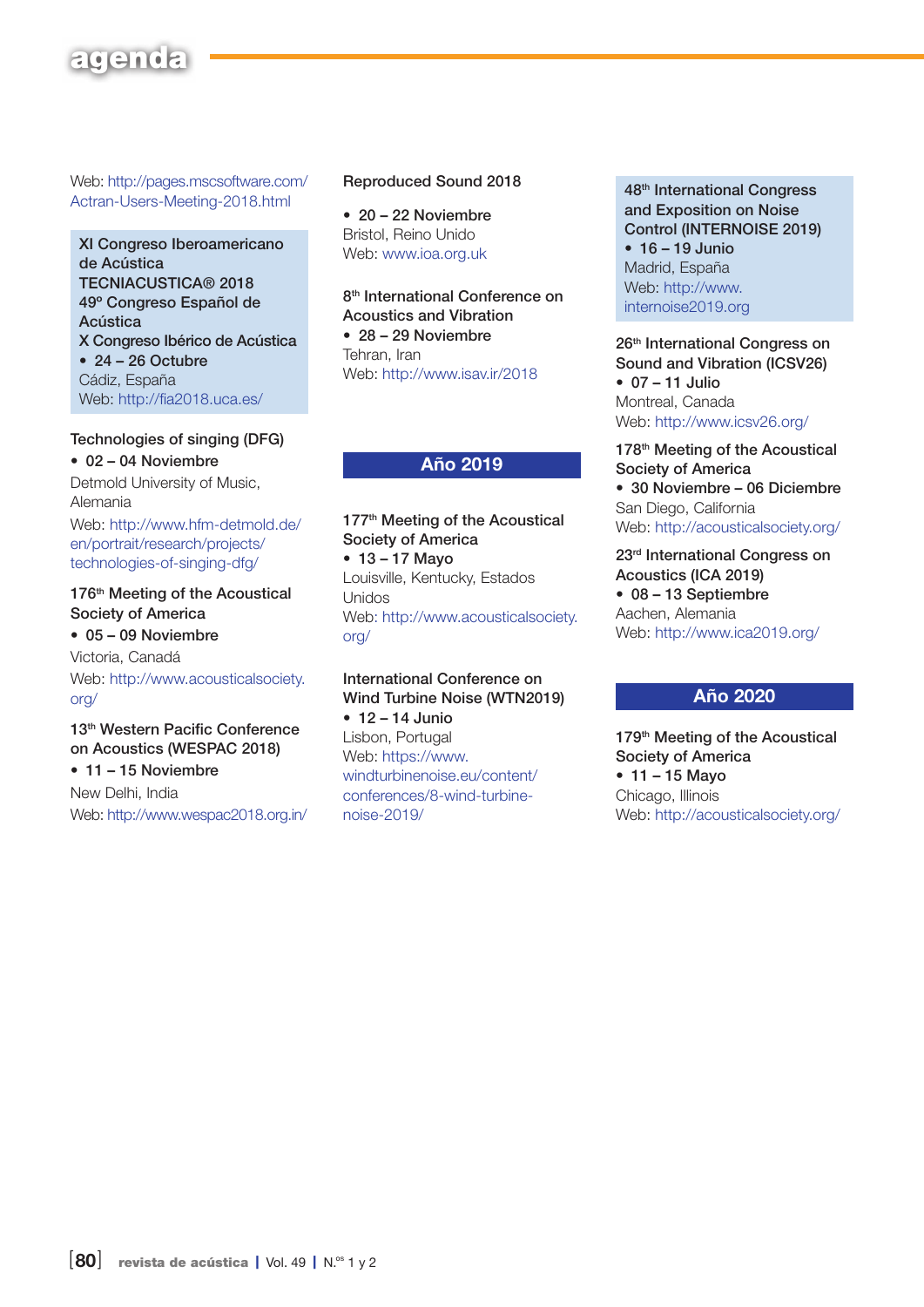# agenda

Web: http://pages.mscsoftware.com/Actran-Users-Meeting-2018.html

**XI Congreso Iberoamericano de Acústica**
**TECNIACUSTICA® 2018**
**49º Congreso Español de Acústica**
**X Congreso Ibérico de Acústica**
- **24 – 26 Octubre**

Cádiz, España
Web: http://fia2018.uca.es/

**Technologies of singing (DFG)**
- **02 – 04 Noviembre**

Detmold University of Music, Alemania
Web: http://www.hfm-detmold.de/en/portrait/research/projects/technologies-of-singing-dfg/

**176th Meeting of the Acoustical Society of America**
- **05 – 09 Noviembre**

Victoria, Canadá
Web: http://www.acousticalsociety.org/

**13th Western Pacific Conference on Acoustics (WESPAC 2018)**
- **11 – 15 Noviembre**

New Delhi, India
Web: http://www.wespac2018.org.in/

**Reproduced Sound 2018**
- **20 – 22 Noviembre**

Bristol, Reino Unido
Web: www.ioa.org.uk

**8th International Conference on Acoustics and Vibration**
- **28 – 29 Noviembre**

Tehran, Iran
Web: http://www.isav.ir/2018

## Año 2019

**177th Meeting of the Acoustical Society of America**
- **13 – 17 Mayo**

Louisville, Kentucky, Estados Unidos
Web: http://www.acousticalsociety.org/

**International Conference on Wind Turbine Noise (WTN2019)**
- **12 – 14 Junio**

Lisbon, Portugal
Web: https://www.windturbinenoise.eu/content/conferences/8-wind-turbine-noise-2019/

**48th International Congress and Exposition on Noise Control (INTERNOISE 2019)**
- **16 – 19 Junio**

Madrid, España
Web: http://www.internoise2019.org

**26th International Congress on Sound and Vibration (ICSV26)**
- **07 – 11 Julio**

Montreal, Canada
Web: http://www.icsv26.org/

**178th Meeting of the Acoustical Society of America**
- **30 Noviembre – 06 Diciembre**

San Diego, California
Web: http://acousticalsociety.org/

**23rd International Congress on Acoustics (ICA 2019)**
- **08 – 13 Septiembre**

Aachen, Alemania
Web: http://www.ica2019.org/

## Año 2020

**179th Meeting of the Acoustical Society of America**
- **11 – 15 Mayo**

Chicago, Illinois
Web: http://acousticalsociety.org/